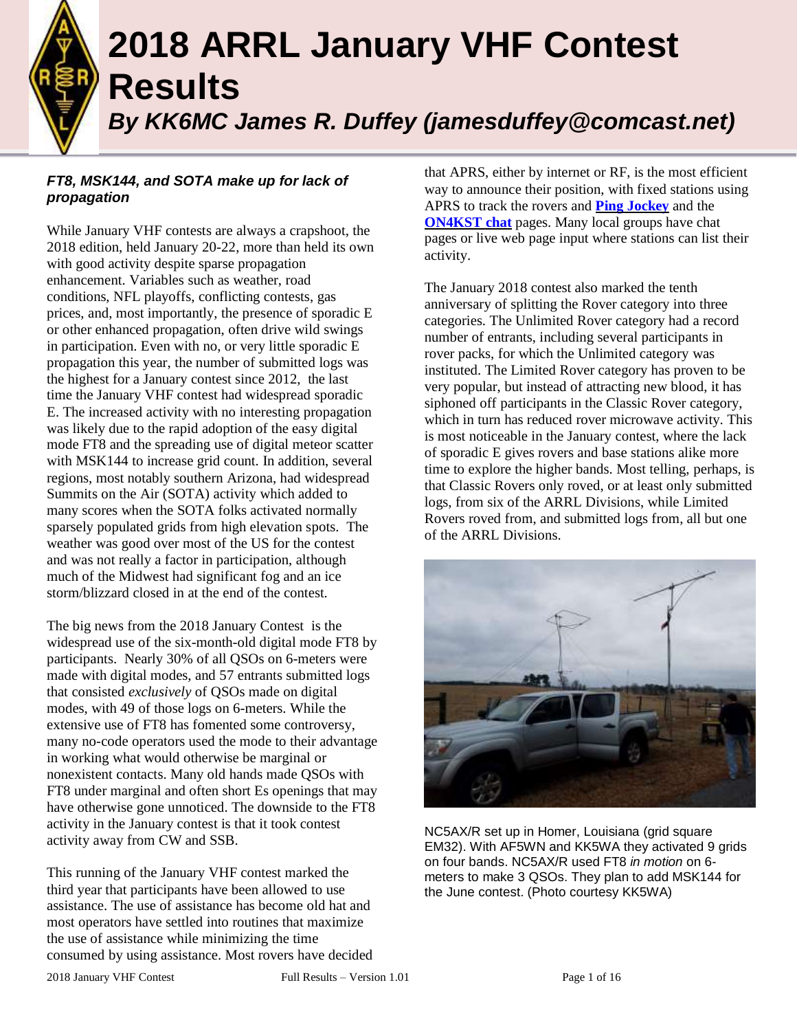# 2018 ARRL January VHF Contest Results

***By KK6MC James R. Duffey (jamesduffey@comcast.net)***

***FT8, MSK144, and SOTA make up for lack of propagation***

While January VHF contests are always a crapshoot, the 2018 edition, held January 20-22, more than held its own with good activity despite sparse propagation enhancement. Variables such as weather, road conditions, NFL playoffs, conflicting contests, gas prices, and, most importantly, the presence of sporadic E or other enhanced propagation, often drive wild swings in participation. Even with no, or very little sporadic E propagation this year, the number of submitted logs was the highest for a January contest since 2012, the last time the January VHF contest had widespread sporadic E. The increased activity with no interesting propagation was likely due to the rapid adoption of the easy digital mode FT8 and the spreading use of digital meteor scatter with MSK144 to increase grid count. In addition, several regions, most notably southern Arizona, had widespread Summits on the Air (SOTA) activity which added to many scores when the SOTA folks activated normally sparsely populated grids from high elevation spots. The weather was good over most of the US for the contest and was not really a factor in participation, although much of the Midwest had significant fog and an ice storm/blizzard closed in at the end of the contest.

The big news from the 2018 January Contest is the widespread use of the six-month-old digital mode FT8 by participants. Nearly 30% of all QSOs on 6-meters were made with digital modes, and 57 entrants submitted logs that consisted *exclusively* of QSOs made on digital modes, with 49 of those logs on 6-meters. While the extensive use of FT8 has fomented some controversy, many no-code operators used the mode to their advantage in working what would otherwise be marginal or nonexistent contacts. Many old hands made QSOs with FT8 under marginal and often short Es openings that may have otherwise gone unnoticed. The downside to the FT8 activity in the January contest is that it took contest activity away from CW and SSB.

This running of the January VHF contest marked the third year that participants have been allowed to use assistance. The use of assistance has become old hat and most operators have settled into routines that maximize the use of assistance while minimizing the time consumed by using assistance. Most rovers have decided that APRS, either by internet or RF, is the most efficient way to announce their position, with fixed stations using APRS to track the rovers and **Ping Jockey** and the **ON4KST chat** pages. Many local groups have chat pages or live web page input where stations can list their activity.

The January 2018 contest also marked the tenth anniversary of splitting the Rover category into three categories. The Unlimited Rover category had a record number of entrants, including several participants in rover packs, for which the Unlimited category was instituted. The Limited Rover category has proven to be very popular, but instead of attracting new blood, it has siphoned off participants in the Classic Rover category, which in turn has reduced rover microwave activity. This is most noticeable in the January contest, where the lack of sporadic E gives rovers and base stations alike more time to explore the higher bands. Most telling, perhaps, is that Classic Rovers only roved, or at least only submitted logs, from six of the ARRL Divisions, while Limited Rovers roved from, and submitted logs from, all but one of the ARRL Divisions.

NC5AX/R set up in Homer, Louisiana (grid square EM32). With AF5WN and KK5WA they activated 9 grids on four bands. NC5AX/R used FT8 *in motion* on 6-meters to make 3 QSOs. They plan to add MSK144 for the June contest. (Photo courtesy KK5WA)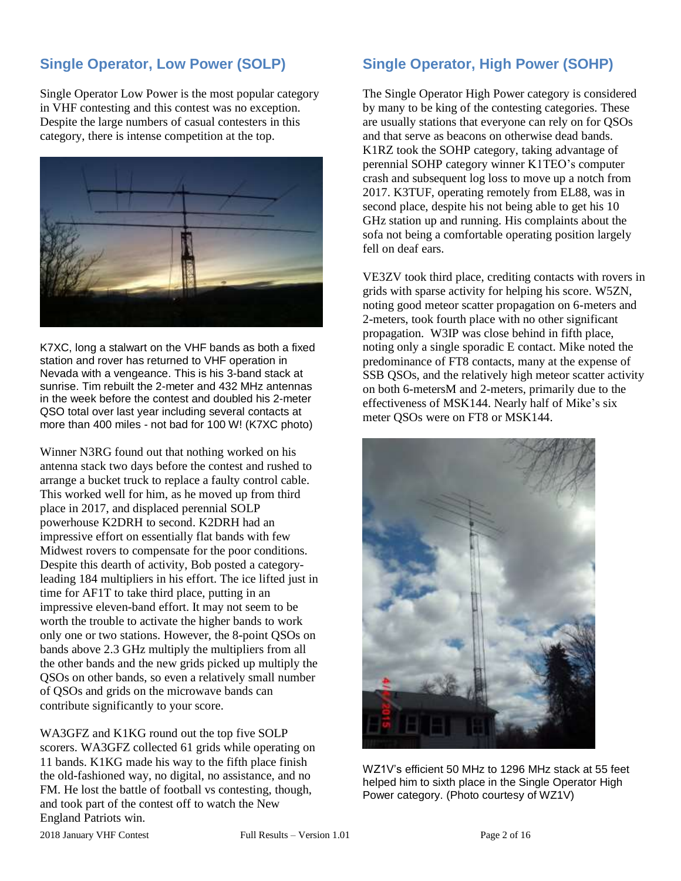## Single Operator, Low Power (SOLP)

Single Operator Low Power is the most popular category in VHF contesting and this contest was no exception. Despite the large numbers of casual contesters in this category, there is intense competition at the top.

K7XC, long a stalwart on the VHF bands as both a fixed station and rover has returned to VHF operation in Nevada with a vengeance. This is his 3-band stack at sunrise. Tim rebuilt the 2-meter and 432 MHz antennas in the week before the contest and doubled his 2-meter QSO total over last year including several contacts at more than 400 miles - not bad for 100 W! (K7XC photo)

Winner N3RG found out that nothing worked on his antenna stack two days before the contest and rushed to arrange a bucket truck to replace a faulty control cable. This worked well for him, as he moved up from third place in 2017, and displaced perennial SOLP powerhouse K2DRH to second. K2DRH had an impressive effort on essentially flat bands with few Midwest rovers to compensate for the poor conditions. Despite this dearth of activity, Bob posted a category-leading 184 multipliers in his effort. The ice lifted just in time for AF1T to take third place, putting in an impressive eleven-band effort. It may not seem to be worth the trouble to activate the higher bands to work only one or two stations. However, the 8-point QSOs on bands above 2.3 GHz multiply the multipliers from all the other bands and the new grids picked up multiply the QSOs on other bands, so even a relatively small number of QSOs and grids on the microwave bands can contribute significantly to your score.

WA3GFZ and K1KG round out the top five SOLP scorers. WA3GFZ collected 61 grids while operating on 11 bands. K1KG made his way to the fifth place finish the old-fashioned way, no digital, no assistance, and no FM. He lost the battle of football vs contesting, though, and took part of the contest off to watch the New England Patriots win.

## Single Operator, High Power (SOHP)

The Single Operator High Power category is considered by many to be king of the contesting categories. These are usually stations that everyone can rely on for QSOs and that serve as beacons on otherwise dead bands. K1RZ took the SOHP category, taking advantage of perennial SOHP category winner K1TEO's computer crash and subsequent log loss to move up a notch from 2017. K3TUF, operating remotely from EL88, was in second place, despite his not being able to get his 10 GHz station up and running. His complaints about the sofa not being a comfortable operating position largely fell on deaf ears.

VE3ZV took third place, crediting contacts with rovers in grids with sparse activity for helping his score. W5ZN, noting good meteor scatter propagation on 6-meters and 2-meters, took fourth place with no other significant propagation. W3IP was close behind in fifth place, noting only a single sporadic E contact. Mike noted the predominance of FT8 contacts, many at the expense of SSB QSOs, and the relatively high meteor scatter activity on both 6-metersM and 2-meters, primarily due to the effectiveness of MSK144. Nearly half of Mike's six meter QSOs were on FT8 or MSK144.

WZ1V's efficient 50 MHz to 1296 MHz stack at 55 feet helped him to sixth place in the Single Operator High Power category. (Photo courtesy of WZ1V)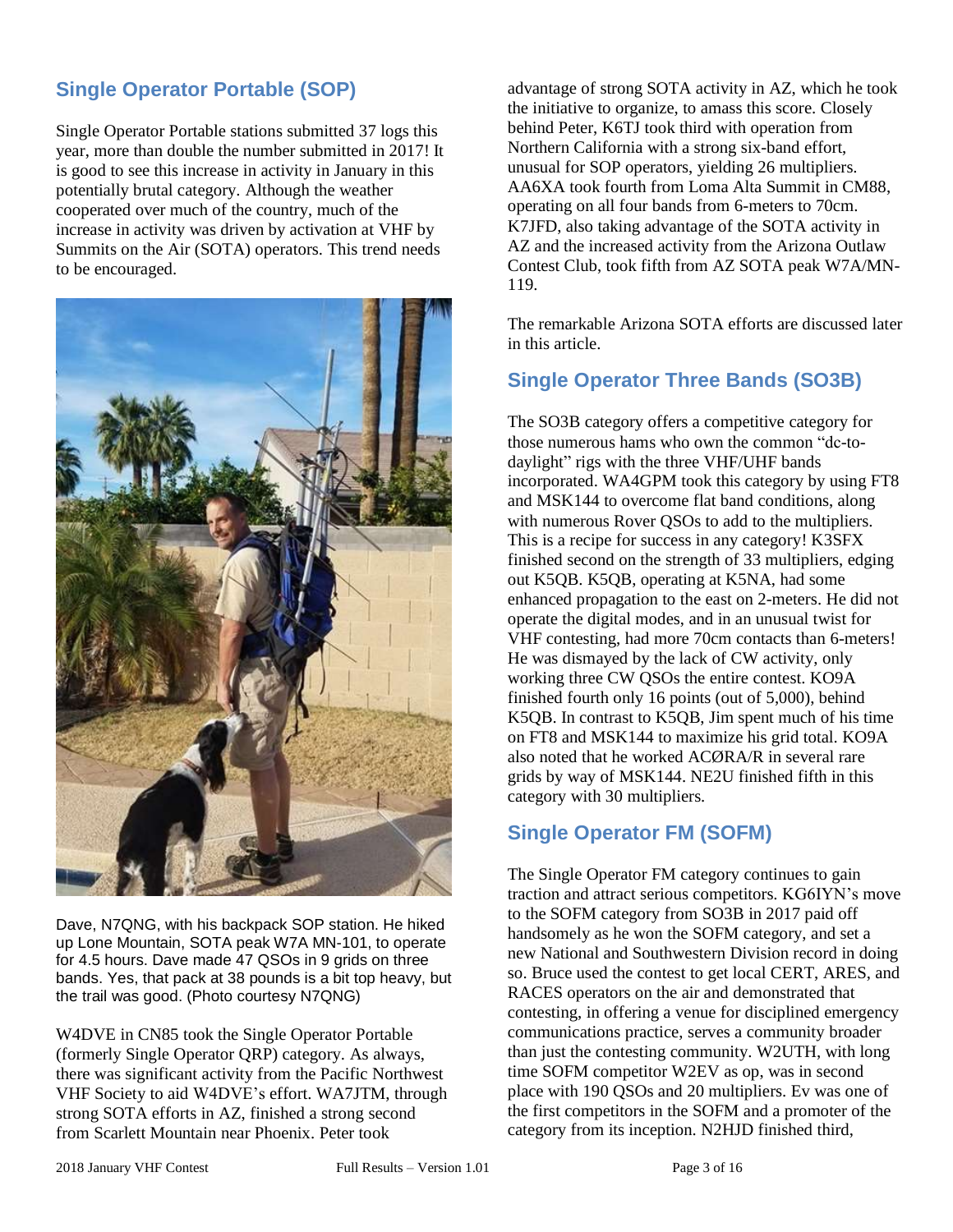## Single Operator Portable (SOP)

Single Operator Portable stations submitted 37 logs this year, more than double the number submitted in 2017! It is good to see this increase in activity in January in this potentially brutal category. Although the weather cooperated over much of the country, much of the increase in activity was driven by activation at VHF by Summits on the Air (SOTA) operators. This trend needs to be encouraged.

Dave, N7QNG, with his backpack SOP station. He hiked up Lone Mountain, SOTA peak W7A MN-101, to operate for 4.5 hours. Dave made 47 QSOs in 9 grids on three bands. Yes, that pack at 38 pounds is a bit top heavy, but the trail was good. (Photo courtesy N7QNG)

W4DVE in CN85 took the Single Operator Portable (formerly Single Operator QRP) category. As always, there was significant activity from the Pacific Northwest VHF Society to aid W4DVE's effort. WA7JTM, through strong SOTA efforts in AZ, finished a strong second from Scarlett Mountain near Phoenix. Peter took advantage of strong SOTA activity in AZ, which he took the initiative to organize, to amass this score. Closely behind Peter, K6TJ took third with operation from Northern California with a strong six-band effort, unusual for SOP operators, yielding 26 multipliers. AA6XA took fourth from Loma Alta Summit in CM88, operating on all four bands from 6-meters to 70cm. K7JFD, also taking advantage of the SOTA activity in AZ and the increased activity from the Arizona Outlaw Contest Club, took fifth from AZ SOTA peak W7A/MN-119.

The remarkable Arizona SOTA efforts are discussed later in this article.

## Single Operator Three Bands (SO3B)

The SO3B category offers a competitive category for those numerous hams who own the common "dc-to-daylight" rigs with the three VHF/UHF bands incorporated. WA4GPM took this category by using FT8 and MSK144 to overcome flat band conditions, along with numerous Rover QSOs to add to the multipliers. This is a recipe for success in any category! K3SFX finished second on the strength of 33 multipliers, edging out K5QB. K5QB, operating at K5NA, had some enhanced propagation to the east on 2-meters. He did not operate the digital modes, and in an unusual twist for VHF contesting, had more 70cm contacts than 6-meters! He was dismayed by the lack of CW activity, only working three CW QSOs the entire contest. KO9A finished fourth only 16 points (out of 5,000), behind K5QB. In contrast to K5QB, Jim spent much of his time on FT8 and MSK144 to maximize his grid total. KO9A also noted that he worked ACØRA/R in several rare grids by way of MSK144. NE2U finished fifth in this category with 30 multipliers.

## Single Operator FM (SOFM)

The Single Operator FM category continues to gain traction and attract serious competitors. KG6IYN's move to the SOFM category from SO3B in 2017 paid off handsomely as he won the SOFM category, and set a new National and Southwestern Division record in doing so. Bruce used the contest to get local CERT, ARES, and RACES operators on the air and demonstrated that contesting, in offering a venue for disciplined emergency communications practice, serves a community broader than just the contesting community. W2UTH, with long time SOFM competitor W2EV as op, was in second place with 190 QSOs and 20 multipliers. Ev was one of the first competitors in the SOFM and a promoter of the category from its inception. N2HJD finished third,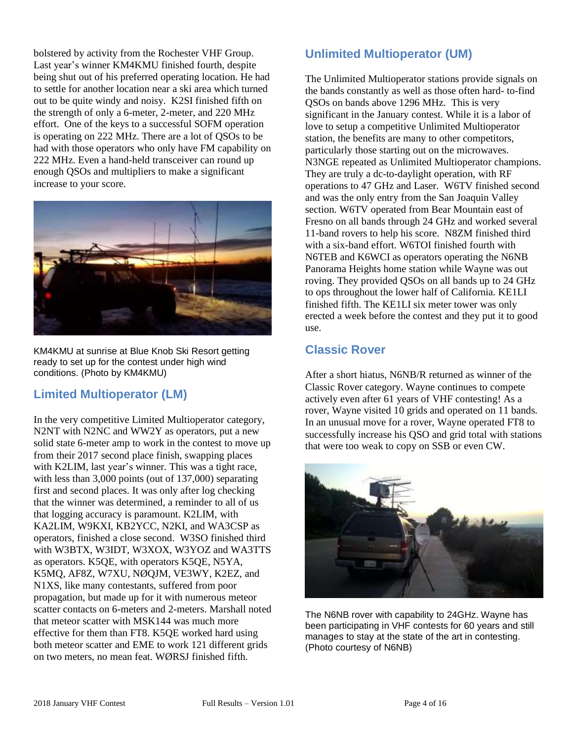bolstered by activity from the Rochester VHF Group. Last year's winner KM4KMU finished fourth, despite being shut out of his preferred operating location. He had to settle for another location near a ski area which turned out to be quite windy and noisy. K2SI finished fifth on the strength of only a 6-meter, 2-meter, and 220 MHz effort. One of the keys to a successful SOFM operation is operating on 222 MHz. There are a lot of QSOs to be had with those operators who only have FM capability on 222 MHz. Even a hand-held transceiver can round up enough QSOs and multipliers to make a significant increase to your score.

KM4KMU at sunrise at Blue Knob Ski Resort getting ready to set up for the contest under high wind conditions. (Photo by KM4KMU)

## Limited Multioperator (LM)

In the very competitive Limited Multioperator category, N2NT with N2NC and WW2Y as operators, put a new solid state 6-meter amp to work in the contest to move up from their 2017 second place finish, swapping places with K2LIM, last year's winner. This was a tight race, with less than 3,000 points (out of 137,000) separating first and second places. It was only after log checking that the winner was determined, a reminder to all of us that logging accuracy is paramount. K2LIM, with KA2LIM, W9KXI, KB2YCC, N2KI, and WA3CSP as operators, finished a close second. W3SO finished third with W3BTX, W3IDT, W3XOX, W3YOZ and WA3TTS as operators. K5QE, with operators K5QE, N5YA, K5MQ, AF8Z, W7XU, NØQJM, VE3WY, K2EZ, and N1XS, like many contestants, suffered from poor propagation, but made up for it with numerous meteor scatter contacts on 6-meters and 2-meters. Marshall noted that meteor scatter with MSK144 was much more effective for them than FT8. K5QE worked hard using both meteor scatter and EME to work 121 different grids on two meters, no mean feat. WØRSJ finished fifth.

## Unlimited Multioperator (UM)

The Unlimited Multioperator stations provide signals on the bands constantly as well as those often hard- to-find QSOs on bands above 1296 MHz. This is very significant in the January contest. While it is a labor of love to setup a competitive Unlimited Multioperator station, the benefits are many to other competitors, particularly those starting out on the microwaves. N3NGE repeated as Unlimited Multioperator champions. They are truly a dc-to-daylight operation, with RF operations to 47 GHz and Laser. W6TV finished second and was the only entry from the San Joaquin Valley section. W6TV operated from Bear Mountain east of Fresno on all bands through 24 GHz and worked several 11-band rovers to help his score. N8ZM finished third with a six-band effort. W6TOI finished fourth with N6TEB and K6WCI as operators operating the N6NB Panorama Heights home station while Wayne was out roving. They provided QSOs on all bands up to 24 GHz to ops throughout the lower half of California. KE1LI finished fifth. The KE1LI six meter tower was only erected a week before the contest and they put it to good use.

## Classic Rover

After a short hiatus, N6NB/R returned as winner of the Classic Rover category. Wayne continues to compete actively even after 61 years of VHF contesting! As a rover, Wayne visited 10 grids and operated on 11 bands. In an unusual move for a rover, Wayne operated FT8 to successfully increase his QSO and grid total with stations that were too weak to copy on SSB or even CW.

The N6NB rover with capability to 24GHz. Wayne has been participating in VHF contests for 60 years and still manages to stay at the state of the art in contesting. (Photo courtesy of N6NB)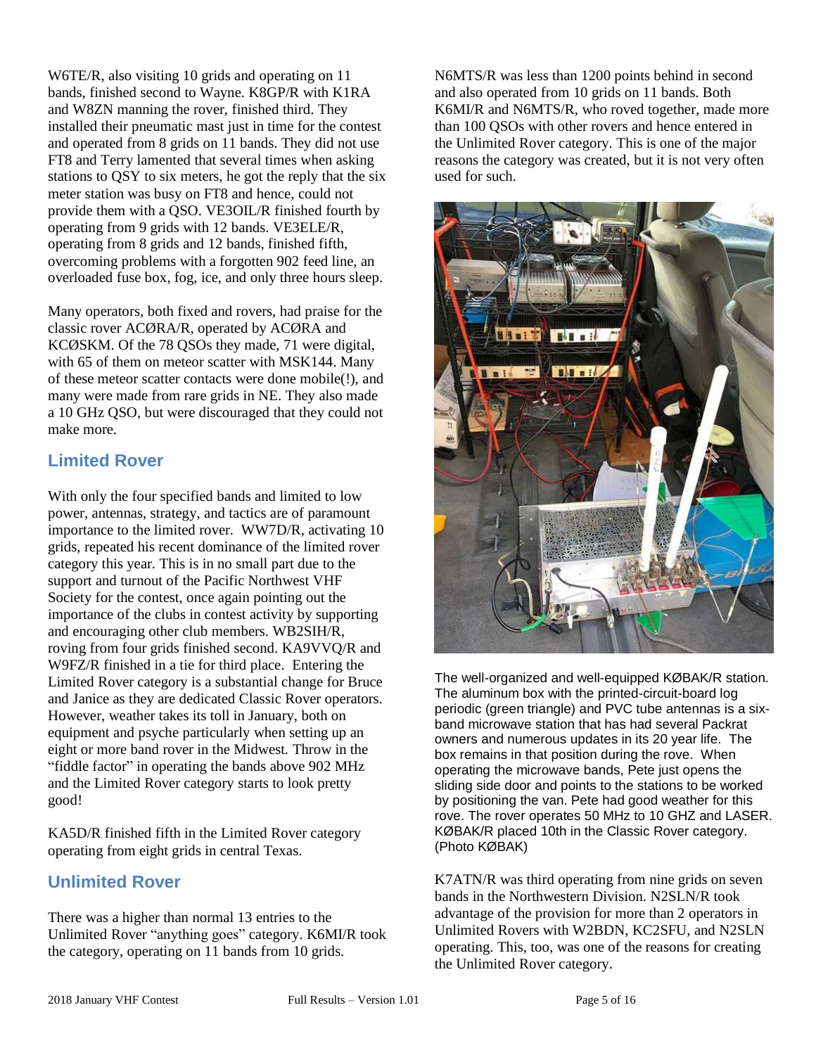W6TE/R, also visiting 10 grids and operating on 11 bands, finished second to Wayne. K8GP/R with K1RA and W8ZN manning the rover, finished third. They installed their pneumatic mast just in time for the contest and operated from 8 grids on 11 bands. They did not use FT8 and Terry lamented that several times when asking stations to QSY to six meters, he got the reply that the six meter station was busy on FT8 and hence, could not provide them with a QSO. VE3OIL/R finished fourth by operating from 9 grids with 12 bands. VE3ELE/R, operating from 8 grids and 12 bands, finished fifth, overcoming problems with a forgotten 902 feed line, an overloaded fuse box, fog, ice, and only three hours sleep.

Many operators, both fixed and rovers, had praise for the classic rover ACØRA/R, operated by ACØRA and KCØSKM. Of the 78 QSOs they made, 71 were digital, with 65 of them on meteor scatter with MSK144. Many of these meteor scatter contacts were done mobile(!), and many were made from rare grids in NE. They also made a 10 GHz QSO, but were discouraged that they could not make more.

## Limited Rover

With only the four specified bands and limited to low power, antennas, strategy, and tactics are of paramount importance to the limited rover. WW7D/R, activating 10 grids, repeated his recent dominance of the limited rover category this year. This is in no small part due to the support and turnout of the Pacific Northwest VHF Society for the contest, once again pointing out the importance of the clubs in contest activity by supporting and encouraging other club members. WB2SIH/R, roving from four grids finished second. KA9VVQ/R and W9FZ/R finished in a tie for third place. Entering the Limited Rover category is a substantial change for Bruce and Janice as they are dedicated Classic Rover operators. However, weather takes its toll in January, both on equipment and psyche particularly when setting up an eight or more band rover in the Midwest. Throw in the "fiddle factor" in operating the bands above 902 MHz and the Limited Rover category starts to look pretty good!

KA5D/R finished fifth in the Limited Rover category operating from eight grids in central Texas.

## Unlimited Rover

There was a higher than normal 13 entries to the Unlimited Rover "anything goes" category. K6MI/R took the category, operating on 11 bands from 10 grids. N6MTS/R was less than 1200 points behind in second and also operated from 10 grids on 11 bands. Both K6MI/R and N6MTS/R, who roved together, made more than 100 QSOs with other rovers and hence entered in the Unlimited Rover category. This is one of the major reasons the category was created, but it is not very often used for such.

The well-organized and well-equipped KØBAK/R station. The aluminum box with the printed-circuit-board log periodic (green triangle) and PVC tube antennas is a six-band microwave station that has had several Packrat owners and numerous updates in its 20 year life. The box remains in that position during the rove. When operating the microwave bands, Pete just opens the sliding side door and points to the stations to be worked by positioning the van. Pete had good weather for this rove. The rover operates 50 MHz to 10 GHZ and LASER. KØBAK/R placed 10th in the Classic Rover category. (Photo KØBAK)

K7ATN/R was third operating from nine grids on seven bands in the Northwestern Division. N2SLN/R took advantage of the provision for more than 2 operators in Unlimited Rovers with W2BDN, KC2SFU, and N2SLN operating. This, too, was one of the reasons for creating the Unlimited Rover category.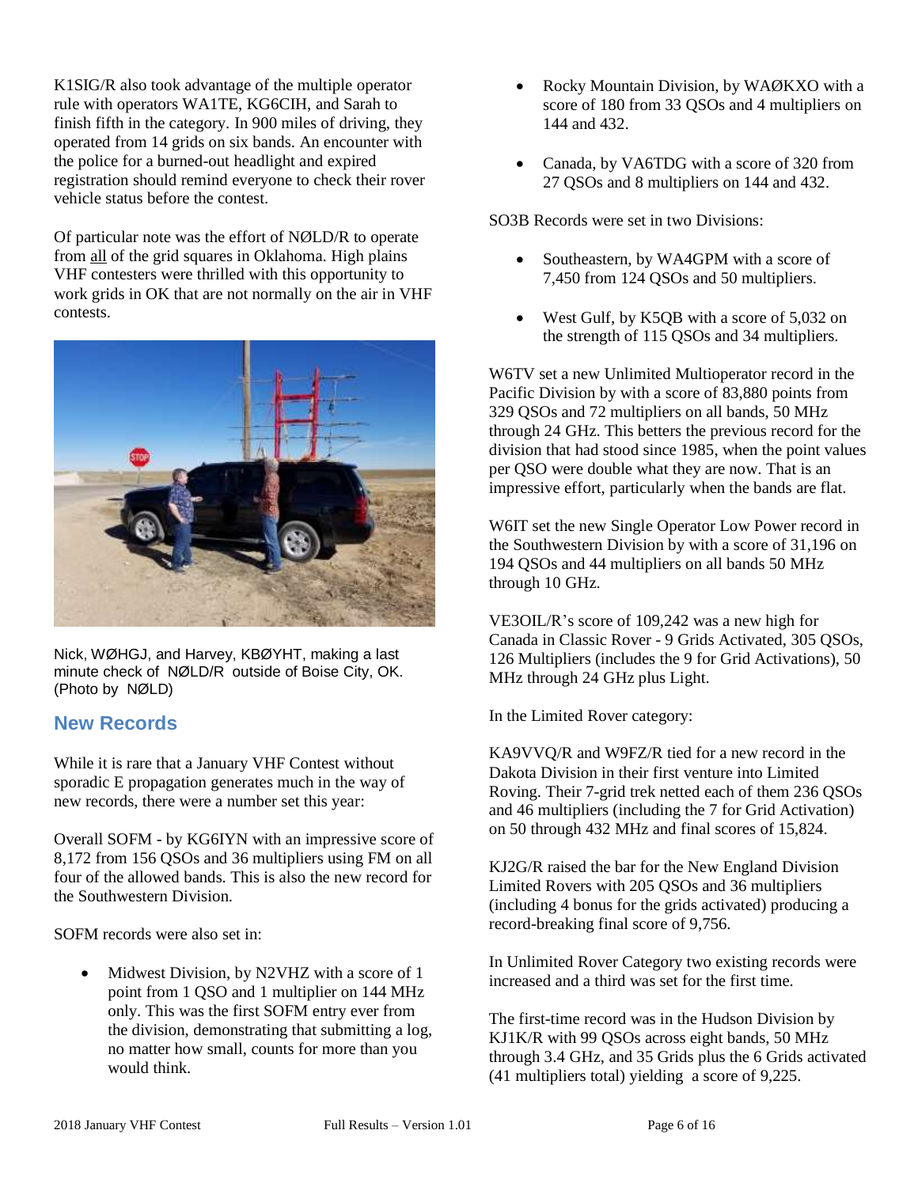K1SIG/R also took advantage of the multiple operator rule with operators WA1TE, KG6CIH, and Sarah to finish fifth in the category. In 900 miles of driving, they operated from 14 grids on six bands. An encounter with the police for a burned-out headlight and expired registration should remind everyone to check their rover vehicle status before the contest.

Of particular note was the effort of NØLD/R to operate from all of the grid squares in Oklahoma. High plains VHF contesters were thrilled with this opportunity to work grids in OK that are not normally on the air in VHF contests.

Nick, WØHGJ, and Harvey, KBØYHT, making a last minute check of NØLD/R outside of Boise City, OK. (Photo by NØLD)

## New Records

While it is rare that a January VHF Contest without sporadic E propagation generates much in the way of new records, there were a number set this year:

Overall SOFM - by KG6IYN with an impressive score of 8,172 from 156 QSOs and 36 multipliers using FM on all four of the allowed bands. This is also the new record for the Southwestern Division.

SOFM records were also set in:

- Midwest Division, by N2VHZ with a score of 1 point from 1 QSO and 1 multiplier on 144 MHz only. This was the first SOFM entry ever from the division, demonstrating that submitting a log, no matter how small, counts for more than you would think.
- Rocky Mountain Division, by WAØKXO with a score of 180 from 33 QSOs and 4 multipliers on 144 and 432.
- Canada, by VA6TDG with a score of 320 from 27 QSOs and 8 multipliers on 144 and 432.

SO3B Records were set in two Divisions:

- Southeastern, by WA4GPM with a score of 7,450 from 124 QSOs and 50 multipliers.
- West Gulf, by K5QB with a score of 5,032 on the strength of 115 QSOs and 34 multipliers.

W6TV set a new Unlimited Multioperator record in the Pacific Division by with a score of 83,880 points from 329 QSOs and 72 multipliers on all bands, 50 MHz through 24 GHz. This betters the previous record for the division that had stood since 1985, when the point values per QSO were double what they are now. That is an impressive effort, particularly when the bands are flat.

W6IT set the new Single Operator Low Power record in the Southwestern Division by with a score of 31,196 on 194 QSOs and 44 multipliers on all bands 50 MHz through 10 GHz.

VE3OIL/R's score of 109,242 was a new high for Canada in Classic Rover - 9 Grids Activated, 305 QSOs, 126 Multipliers (includes the 9 for Grid Activations), 50 MHz through 24 GHz plus Light.

In the Limited Rover category:

KA9VVQ/R and W9FZ/R tied for a new record in the Dakota Division in their first venture into Limited Roving. Their 7-grid trek netted each of them 236 QSOs and 46 multipliers (including the 7 for Grid Activation) on 50 through 432 MHz and final scores of 15,824.

KJ2G/R raised the bar for the New England Division Limited Rovers with 205 QSOs and 36 multipliers (including 4 bonus for the grids activated) producing a record-breaking final score of 9,756.

In Unlimited Rover Category two existing records were increased and a third was set for the first time.

The first-time record was in the Hudson Division by KJ1K/R with 99 QSOs across eight bands, 50 MHz through 3.4 GHz, and 35 Grids plus the 6 Grids activated (41 multipliers total) yielding a score of 9,225.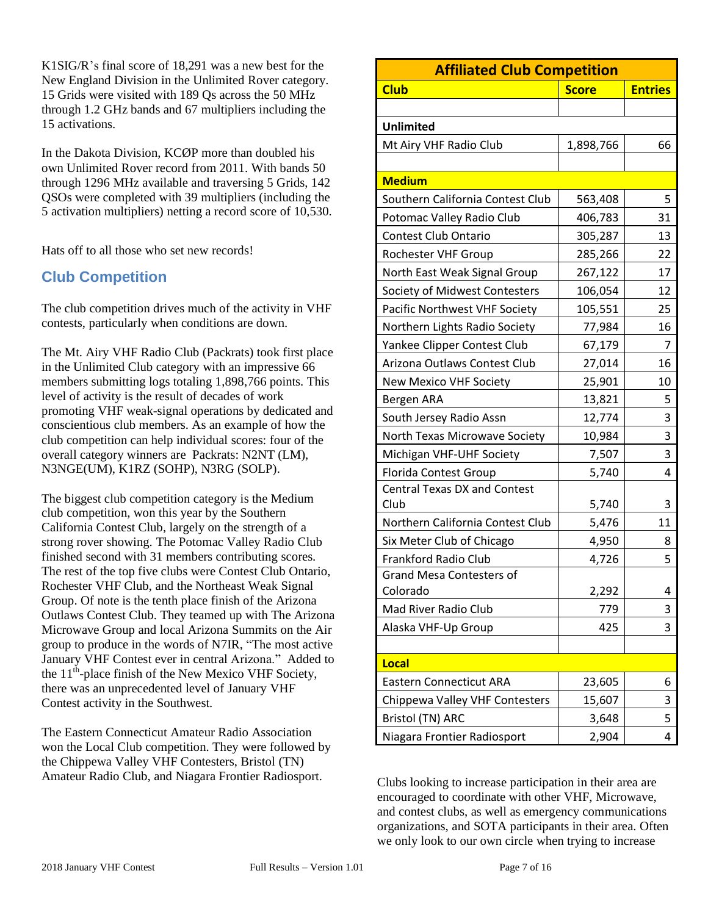K1SIG/R's final score of 18,291 was a new best for the New England Division in the Unlimited Rover category. 15 Grids were visited with 189 Qs across the 50 MHz through 1.2 GHz bands and 67 multipliers including the 15 activations.

In the Dakota Division, KCØP more than doubled his own Unlimited Rover record from 2011. With bands 50 through 1296 MHz available and traversing 5 Grids, 142 QSOs were completed with 39 multipliers (including the 5 activation multipliers) netting a record score of 10,530.

Hats off to all those who set new records!

## Club Competition

The club competition drives much of the activity in VHF contests, particularly when conditions are down.

The Mt. Airy VHF Radio Club (Packrats) took first place in the Unlimited Club category with an impressive 66 members submitting logs totaling 1,898,766 points. This level of activity is the result of decades of work promoting VHF weak-signal operations by dedicated and conscientious club members. As an example of how the club competition can help individual scores: four of the overall category winners are Packrats: N2NT (LM), N3NGE(UM), K1RZ (SOHP), N3RG (SOLP).

The biggest club competition category is the Medium club competition, won this year by the Southern California Contest Club, largely on the strength of a strong rover showing. The Potomac Valley Radio Club finished second with 31 members contributing scores. The rest of the top five clubs were Contest Club Ontario, Rochester VHF Club, and the Northeast Weak Signal Group. Of note is the tenth place finish of the Arizona Outlaws Contest Club. They teamed up with The Arizona Microwave Group and local Arizona Summits on the Air group to produce in the words of N7IR, "The most active January VHF Contest ever in central Arizona." Added to the 11th-place finish of the New Mexico VHF Society, there was an unprecedented level of January VHF Contest activity in the Southwest.

The Eastern Connecticut Amateur Radio Association won the Local Club competition. They were followed by the Chippewa Valley VHF Contesters, Bristol (TN) Amateur Radio Club, and Niagara Frontier Radiosport.

| Affiliated Club Competition | | |
|---|---|---|
| **Club** | **Score** | **Entries** |
| | | |
| **Unlimited** | | |
| Mt Airy VHF Radio Club | 1,898,766 | 66 |
| | | |
| **Medium** | | |
| Southern California Contest Club | 563,408 | 5 |
| Potomac Valley Radio Club | 406,783 | 31 |
| Contest Club Ontario | 305,287 | 13 |
| Rochester VHF Group | 285,266 | 22 |
| North East Weak Signal Group | 267,122 | 17 |
| Society of Midwest Contesters | 106,054 | 12 |
| Pacific Northwest VHF Society | 105,551 | 25 |
| Northern Lights Radio Society | 77,984 | 16 |
| Yankee Clipper Contest Club | 67,179 | 7 |
| Arizona Outlaws Contest Club | 27,014 | 16 |
| New Mexico VHF Society | 25,901 | 10 |
| Bergen ARA | 13,821 | 5 |
| South Jersey Radio Assn | 12,774 | 3 |
| North Texas Microwave Society | 10,984 | 3 |
| Michigan VHF-UHF Society | 7,507 | 3 |
| Florida Contest Group | 5,740 | 4 |
| Central Texas DX and Contest Club | 5,740 | 3 |
| Northern California Contest Club | 5,476 | 11 |
| Six Meter Club of Chicago | 4,950 | 8 |
| Frankford Radio Club | 4,726 | 5 |
| Grand Mesa Contesters of Colorado | 2,292 | 4 |
| Mad River Radio Club | 779 | 3 |
| Alaska VHF-Up Group | 425 | 3 |
| | | |
| **Local** | | |
| Eastern Connecticut ARA | 23,605 | 6 |
| Chippewa Valley VHF Contesters | 15,607 | 3 |
| Bristol (TN) ARC | 3,648 | 5 |
| Niagara Frontier Radiosport | 2,904 | 4 |

Clubs looking to increase participation in their area are encouraged to coordinate with other VHF, Microwave, and contest clubs, as well as emergency communications organizations, and SOTA participants in their area. Often we only look to our own circle when trying to increase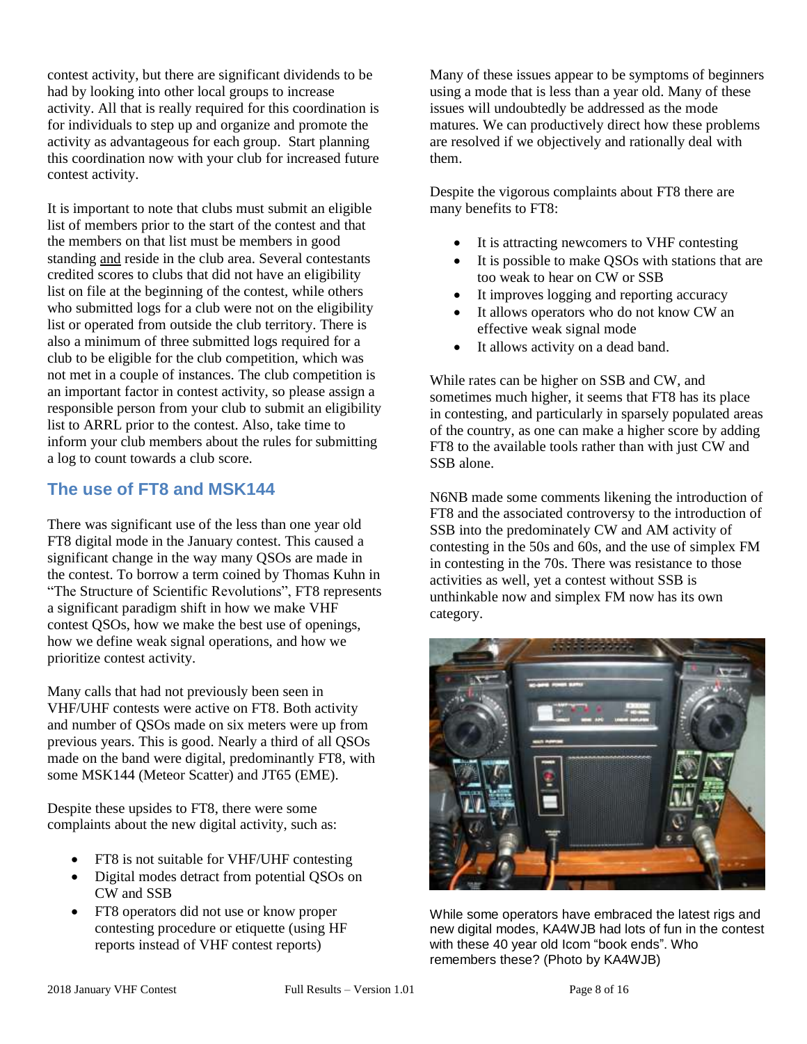contest activity, but there are significant dividends to be had by looking into other local groups to increase activity. All that is really required for this coordination is for individuals to step up and organize and promote the activity as advantageous for each group. Start planning this coordination now with your club for increased future contest activity.

It is important to note that clubs must submit an eligible list of members prior to the start of the contest and that the members on that list must be members in good standing and reside in the club area. Several contestants credited scores to clubs that did not have an eligibility list on file at the beginning of the contest, while others who submitted logs for a club were not on the eligibility list or operated from outside the club territory. There is also a minimum of three submitted logs required for a club to be eligible for the club competition, which was not met in a couple of instances. The club competition is an important factor in contest activity, so please assign a responsible person from your club to submit an eligibility list to ARRL prior to the contest. Also, take time to inform your club members about the rules for submitting a log to count towards a club score.

## The use of FT8 and MSK144

There was significant use of the less than one year old FT8 digital mode in the January contest. This caused a significant change in the way many QSOs are made in the contest. To borrow a term coined by Thomas Kuhn in "The Structure of Scientific Revolutions", FT8 represents a significant paradigm shift in how we make VHF contest QSOs, how we make the best use of openings, how we define weak signal operations, and how we prioritize contest activity.

Many calls that had not previously been seen in VHF/UHF contests were active on FT8. Both activity and number of QSOs made on six meters were up from previous years. This is good. Nearly a third of all QSOs made on the band were digital, predominantly FT8, with some MSK144 (Meteor Scatter) and JT65 (EME).

Despite these upsides to FT8, there were some complaints about the new digital activity, such as:

- FT8 is not suitable for VHF/UHF contesting
- Digital modes detract from potential QSOs on CW and SSB
- FT8 operators did not use or know proper contesting procedure or etiquette (using HF reports instead of VHF contest reports)

Many of these issues appear to be symptoms of beginners using a mode that is less than a year old. Many of these issues will undoubtedly be addressed as the mode matures. We can productively direct how these problems are resolved if we objectively and rationally deal with them.

Despite the vigorous complaints about FT8 there are many benefits to FT8:

- It is attracting newcomers to VHF contesting
- It is possible to make QSOs with stations that are too weak to hear on CW or SSB
- It improves logging and reporting accuracy
- It allows operators who do not know CW an effective weak signal mode
- It allows activity on a dead band.

While rates can be higher on SSB and CW, and sometimes much higher, it seems that FT8 has its place in contesting, and particularly in sparsely populated areas of the country, as one can make a higher score by adding FT8 to the available tools rather than with just CW and SSB alone.

N6NB made some comments likening the introduction of FT8 and the associated controversy to the introduction of SSB into the predominately CW and AM activity of contesting in the 50s and 60s, and the use of simplex FM in contesting in the 70s. There was resistance to those activities as well, yet a contest without SSB is unthinkable now and simplex FM now has its own category.

While some operators have embraced the latest rigs and new digital modes, KA4WJB had lots of fun in the contest with these 40 year old Icom "book ends". Who remembers these? (Photo by KA4WJB)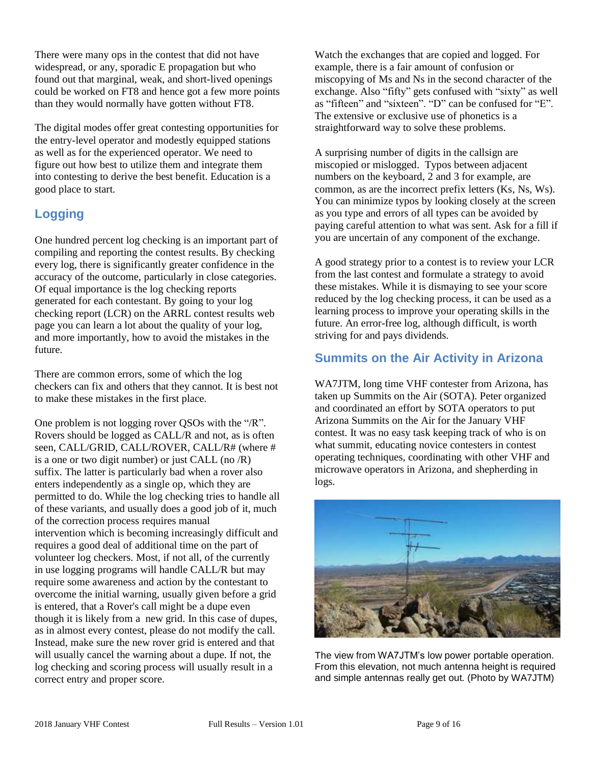There were many ops in the contest that did not have widespread, or any, sporadic E propagation but who found out that marginal, weak, and short-lived openings could be worked on FT8 and hence got a few more points than they would normally have gotten without FT8.

The digital modes offer great contesting opportunities for the entry-level operator and modestly equipped stations as well as for the experienced operator. We need to figure out how best to utilize them and integrate them into contesting to derive the best benefit. Education is a good place to start.

## Logging

One hundred percent log checking is an important part of compiling and reporting the contest results. By checking every log, there is significantly greater confidence in the accuracy of the outcome, particularly in close categories. Of equal importance is the log checking reports generated for each contestant. By going to your log checking report (LCR) on the ARRL contest results web page you can learn a lot about the quality of your log, and more importantly, how to avoid the mistakes in the future.

There are common errors, some of which the log checkers can fix and others that they cannot. It is best not to make these mistakes in the first place.

One problem is not logging rover QSOs with the "/R". Rovers should be logged as CALL/R and not, as is often seen, CALL/GRID, CALL/ROVER, CALL/R# (where # is a one or two digit number) or just CALL (no /R) suffix. The latter is particularly bad when a rover also enters independently as a single op, which they are permitted to do. While the log checking tries to handle all of these variants, and usually does a good job of it, much of the correction process requires manual intervention which is becoming increasingly difficult and requires a good deal of additional time on the part of volunteer log checkers. Most, if not all, of the currently in use logging programs will handle CALL/R but may require some awareness and action by the contestant to overcome the initial warning, usually given before a grid is entered, that a Rover's call might be a dupe even though it is likely from a new grid. In this case of dupes, as in almost every contest, please do not modify the call. Instead, make sure the new rover grid is entered and that will usually cancel the warning about a dupe. If not, the log checking and scoring process will usually result in a correct entry and proper score.

Watch the exchanges that are copied and logged. For example, there is a fair amount of confusion or miscopying of Ms and Ns in the second character of the exchange. Also "fifty" gets confused with "sixty" as well as "fifteen" and "sixteen". "D" can be confused for "E". The extensive or exclusive use of phonetics is a straightforward way to solve these problems.

A surprising number of digits in the callsign are miscopied or mislogged. Typos between adjacent numbers on the keyboard, 2 and 3 for example, are common, as are the incorrect prefix letters (Ks, Ns, Ws). You can minimize typos by looking closely at the screen as you type and errors of all types can be avoided by paying careful attention to what was sent. Ask for a fill if you are uncertain of any component of the exchange.

A good strategy prior to a contest is to review your LCR from the last contest and formulate a strategy to avoid these mistakes. While it is dismaying to see your score reduced by the log checking process, it can be used as a learning process to improve your operating skills in the future. An error-free log, although difficult, is worth striving for and pays dividends.

## Summits on the Air Activity in Arizona

WA7JTM, long time VHF contester from Arizona, has taken up Summits on the Air (SOTA). Peter organized and coordinated an effort by SOTA operators to put Arizona Summits on the Air for the January VHF contest. It was no easy task keeping track of who is on what summit, educating novice contesters in contest operating techniques, coordinating with other VHF and microwave operators in Arizona, and shepherding in logs.

The view from WA7JTM's low power portable operation. From this elevation, not much antenna height is required and simple antennas really get out. (Photo by WA7JTM)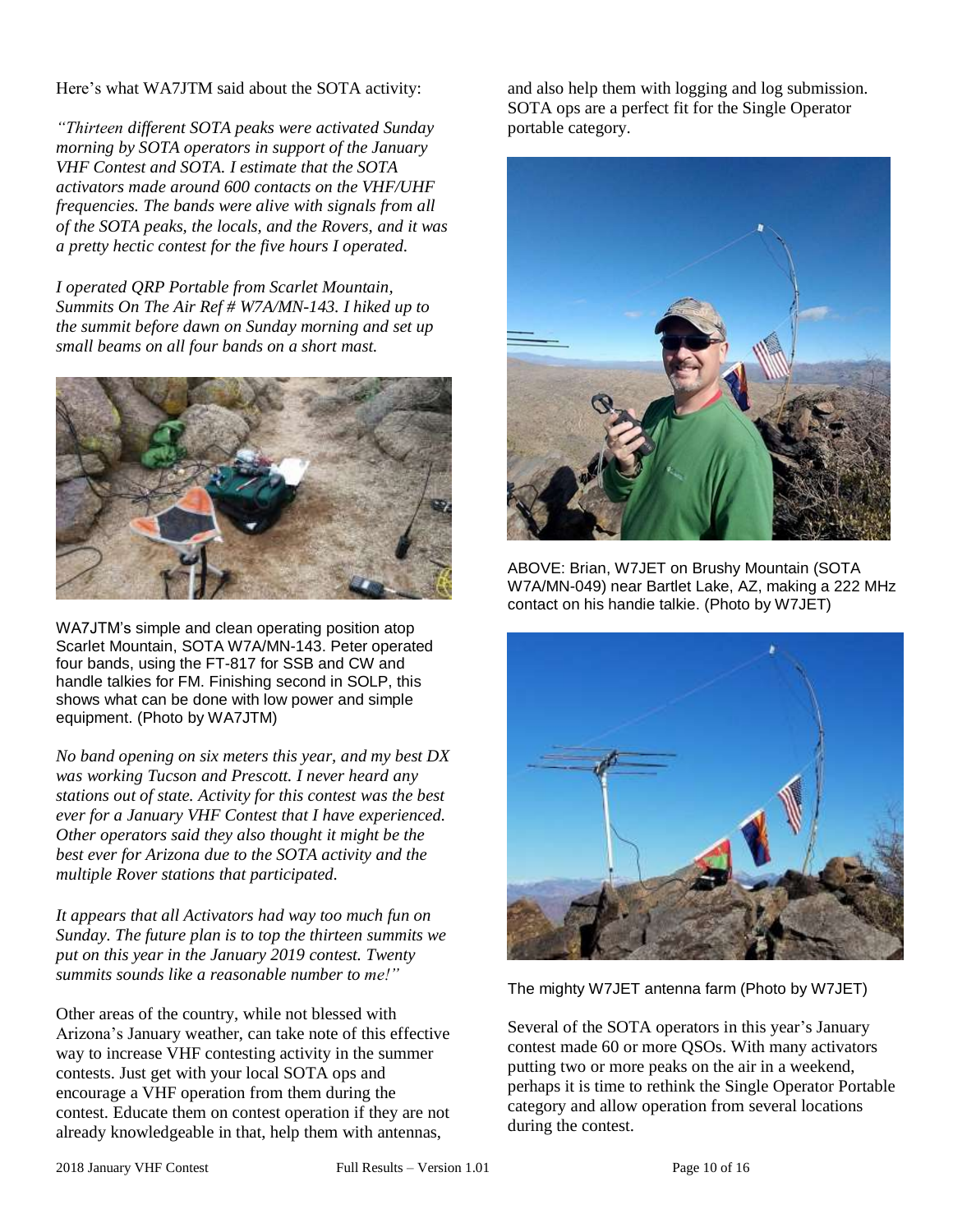Here's what WA7JTM said about the SOTA activity:

*"Thirteen different SOTA peaks were activated Sunday morning by SOTA operators in support of the January VHF Contest and SOTA. I estimate that the SOTA activators made around 600 contacts on the VHF/UHF frequencies. The bands were alive with signals from all of the SOTA peaks, the locals, and the Rovers, and it was a pretty hectic contest for the five hours I operated.*

*I operated QRP Portable from Scarlet Mountain, Summits On The Air Ref # W7A/MN-143. I hiked up to the summit before dawn on Sunday morning and set up small beams on all four bands on a short mast.*

WA7JTM's simple and clean operating position atop Scarlet Mountain, SOTA W7A/MN-143. Peter operated four bands, using the FT-817 for SSB and CW and handle talkies for FM. Finishing second in SOLP, this shows what can be done with low power and simple equipment. (Photo by WA7JTM)

*No band opening on six meters this year, and my best DX was working Tucson and Prescott. I never heard any stations out of state. Activity for this contest was the best ever for a January VHF Contest that I have experienced. Other operators said they also thought it might be the best ever for Arizona due to the SOTA activity and the multiple Rover stations that participated.*

*It appears that all Activators had way too much fun on Sunday. The future plan is to top the thirteen summits we put on this year in the January 2019 contest. Twenty summits sounds like a reasonable number to me!"*

Other areas of the country, while not blessed with Arizona's January weather, can take note of this effective way to increase VHF contesting activity in the summer contests. Just get with your local SOTA ops and encourage a VHF operation from them during the contest. Educate them on contest operation if they are not already knowledgeable in that, help them with antennas, and also help them with logging and log submission. SOTA ops are a perfect fit for the Single Operator portable category.

ABOVE: Brian, W7JET on Brushy Mountain (SOTA W7A/MN-049) near Bartlet Lake, AZ, making a 222 MHz contact on his handie talkie. (Photo by W7JET)

The mighty W7JET antenna farm (Photo by W7JET)

Several of the SOTA operators in this year's January contest made 60 or more QSOs. With many activators putting two or more peaks on the air in a weekend, perhaps it is time to rethink the Single Operator Portable category and allow operation from several locations during the contest.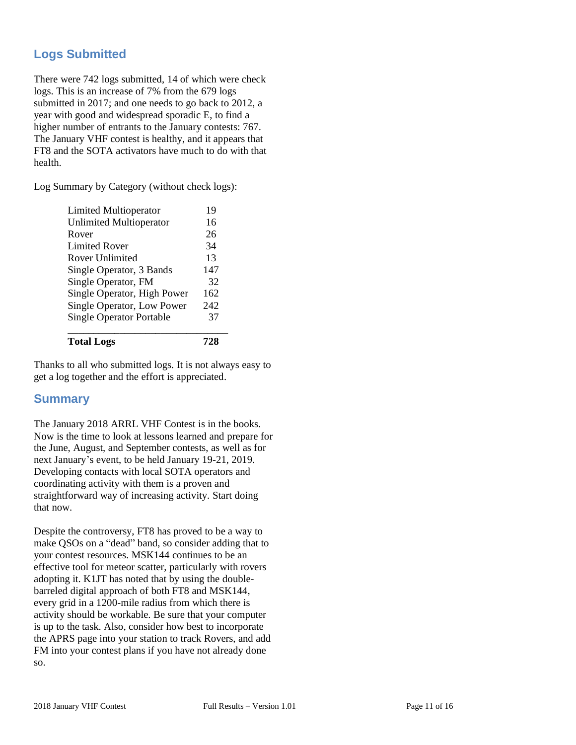## Logs Submitted

There were 742 logs submitted, 14 of which were check logs. This is an increase of 7% from the 679 logs submitted in 2017; and one needs to go back to 2012, a year with good and widespread sporadic E, to find a higher number of entrants to the January contests: 767. The January VHF contest is healthy, and it appears that FT8 and the SOTA activators have much to do with that health.

Log Summary by Category (without check logs):

| Category | Logs |
|---|---|
| Limited Multioperator | 19 |
| Unlimited Multioperator | 16 |
| Rover | 26 |
| Limited Rover | 34 |
| Rover Unlimited | 13 |
| Single Operator, 3 Bands | 147 |
| Single Operator, FM | 32 |
| Single Operator, High Power | 162 |
| Single Operator, Low Power | 242 |
| Single Operator Portable | 37 |
| **Total Logs** | **728** |

Thanks to all who submitted logs. It is not always easy to get a log together and the effort is appreciated.

## Summary

The January 2018 ARRL VHF Contest is in the books. Now is the time to look at lessons learned and prepare for the June, August, and September contests, as well as for next January's event, to be held January 19-21, 2019. Developing contacts with local SOTA operators and coordinating activity with them is a proven and straightforward way of increasing activity. Start doing that now.

Despite the controversy, FT8 has proved to be a way to make QSOs on a "dead" band, so consider adding that to your contest resources. MSK144 continues to be an effective tool for meteor scatter, particularly with rovers adopting it. K1JT has noted that by using the double-barreled digital approach of both FT8 and MSK144, every grid in a 1200-mile radius from which there is activity should be workable. Be sure that your computer is up to the task. Also, consider how best to incorporate the APRS page into your station to track Rovers, and add FM into your contest plans if you have not already done so.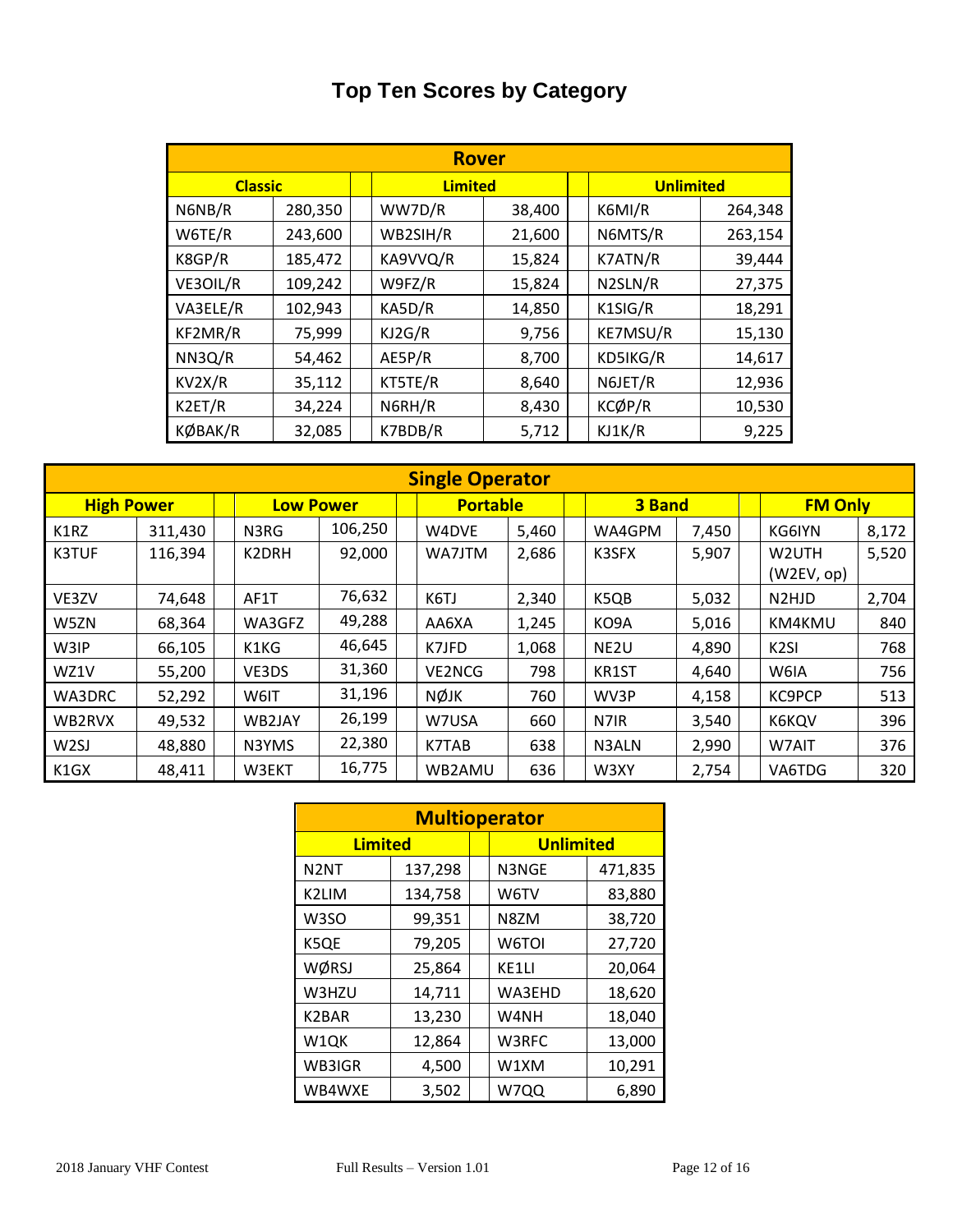# Top Ten Scores by Category

| Rover | | | | | |
|---|---|---|---|---|---|
| Classic | | Limited | | Unlimited | |
| N6NB/R | 280,350 | WW7D/R | 38,400 | K6MI/R | 264,348 |
| W6TE/R | 243,600 | WB2SIH/R | 21,600 | N6MTS/R | 263,154 |
| K8GP/R | 185,472 | KA9VVQ/R | 15,824 | K7ATN/R | 39,444 |
| VE3OIL/R | 109,242 | W9FZ/R | 15,824 | N2SLN/R | 27,375 |
| VA3ELE/R | 102,943 | KA5D/R | 14,850 | K1SIG/R | 18,291 |
| KF2MR/R | 75,999 | KJ2G/R | 9,756 | KE7MSU/R | 15,130 |
| NN3Q/R | 54,462 | AE5P/R | 8,700 | KD5IKG/R | 14,617 |
| KV2X/R | 35,112 | KT5TE/R | 8,640 | N6JET/R | 12,936 |
| K2ET/R | 34,224 | N6RH/R | 8,430 | KCØP/R | 10,530 |
| KØBAK/R | 32,085 | K7BDB/R | 5,712 | KJ1K/R | 9,225 |

| Single Operator | | | | | | | | | |
|---|---|---|---|---|---|---|---|---|---|
| High Power | | Low Power | | Portable | | 3 Band | | FM Only | |
| K1RZ | 311,430 | N3RG | 106,250 | W4DVE | 5,460 | WA4GPM | 7,450 | KG6IYN | 8,172 |
| K3TUF | 116,394 | K2DRH | 92,000 | WA7JTM | 2,686 | K3SFX | 5,907 | W2UTH (W2EV, op) | 5,520 |
| VE3ZV | 74,648 | AF1T | 76,632 | K6TJ | 2,340 | K5QB | 5,032 | N2HJD | 2,704 |
| W5ZN | 68,364 | WA3GFZ | 49,288 | AA6XA | 1,245 | KO9A | 5,016 | KM4KMU | 840 |
| W3IP | 66,105 | K1KG | 46,645 | K7JFD | 1,068 | NE2U | 4,890 | K2SI | 768 |
| WZ1V | 55,200 | VE3DS | 31,360 | VE2NCG | 798 | KR1ST | 4,640 | W6IA | 756 |
| WA3DRC | 52,292 | W6IT | 31,196 | NØJK | 760 | WV3P | 4,158 | KC9PCP | 513 |
| WB2RVX | 49,532 | WB2JAY | 26,199 | W7USA | 660 | N7IR | 3,540 | K6KQV | 396 |
| W2SJ | 48,880 | N3YMS | 22,380 | K7TAB | 638 | N3ALN | 2,990 | W7AIT | 376 |
| K1GX | 48,411 | W3EKT | 16,775 | WB2AMU | 636 | W3XY | 2,754 | VA6TDG | 320 |

| Multioperator | | | |
|---|---|---|---|
| Limited | | Unlimited | |
| N2NT | 137,298 | N3NGE | 471,835 |
| K2LIM | 134,758 | W6TV | 83,880 |
| W3SO | 99,351 | N8ZM | 38,720 |
| K5QE | 79,205 | W6TOI | 27,720 |
| WØRSJ | 25,864 | KE1LI | 20,064 |
| W3HZU | 14,711 | WA3EHD | 18,620 |
| K2BAR | 13,230 | W4NH | 18,040 |
| W1QK | 12,864 | W3RFC | 13,000 |
| WB3IGR | 4,500 | W1XM | 10,291 |
| WB4WXE | 3,502 | W7QQ | 6,890 |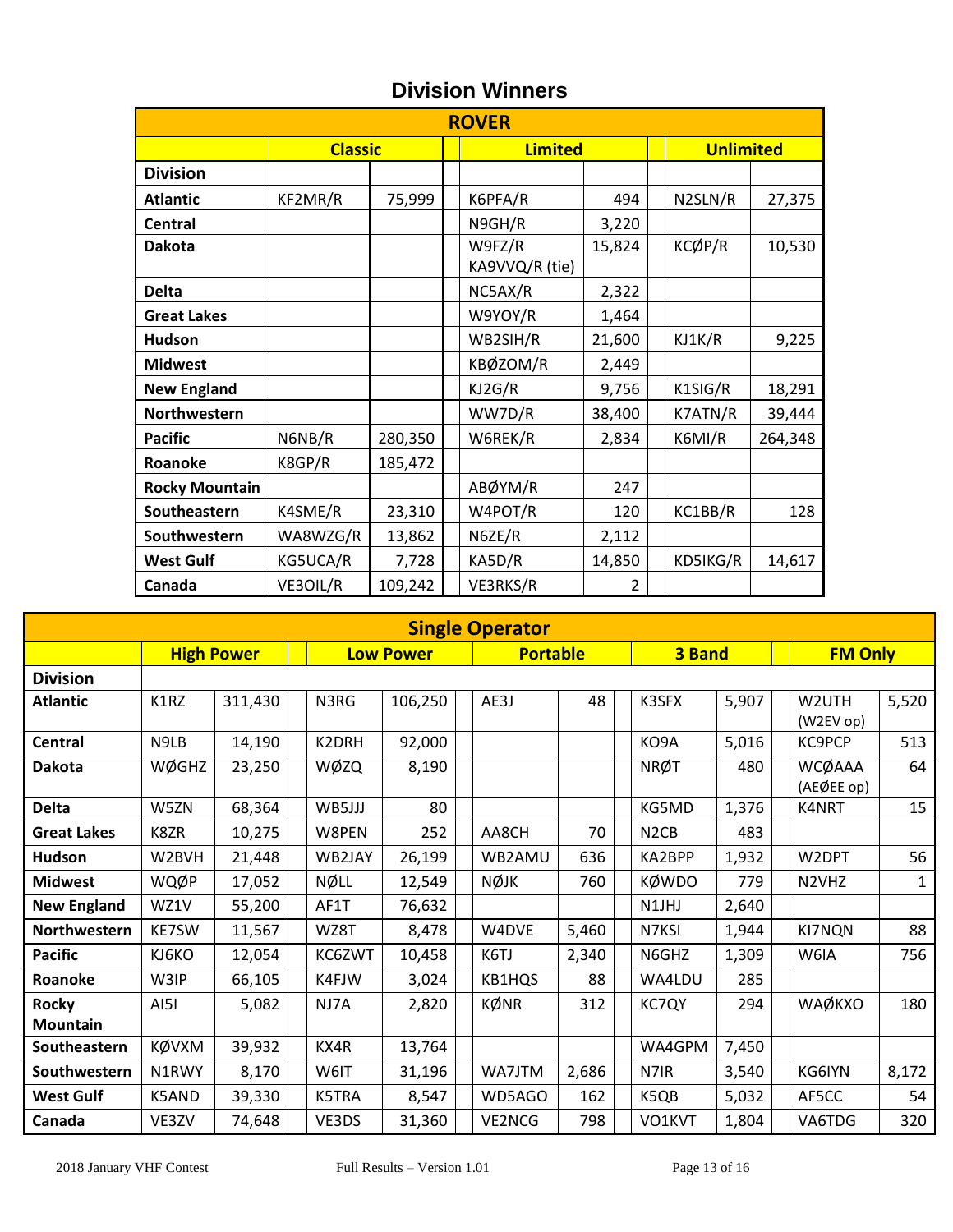# Division Winners

| ROVER | | | | | | |
|---|---|---|---|---|---|---|
| | Classic | | Limited | | Unlimited | |
| Division | | | | | | |
| Atlantic | KF2MR/R | 75,999 | K6PFA/R | 494 | N2SLN/R | 27,375 |
| Central | | | N9GH/R | 3,220 | | |
| Dakota | | | W9FZ/R KA9VVQ/R (tie) | 15,824 | KCØP/R | 10,530 |
| Delta | | | NC5AX/R | 2,322 | | |
| Great Lakes | | | W9YOY/R | 1,464 | | |
| Hudson | | | WB2SIH/R | 21,600 | KJ1K/R | 9,225 |
| Midwest | | | KBØZOM/R | 2,449 | | |
| New England | | | KJ2G/R | 9,756 | K1SIG/R | 18,291 |
| Northwestern | | | WW7D/R | 38,400 | K7ATN/R | 39,444 |
| Pacific | N6NB/R | 280,350 | W6REK/R | 2,834 | K6MI/R | 264,348 |
| Roanoke | K8GP/R | 185,472 | | | | |
| Rocky Mountain | | | ABØYM/R | 247 | | |
| Southeastern | K4SME/R | 23,310 | W4POT/R | 120 | KC1BB/R | 128 |
| Southwestern | WA8WZG/R | 13,862 | N6ZE/R | 2,112 | | |
| West Gulf | KG5UCA/R | 7,728 | KA5D/R | 14,850 | KD5IKG/R | 14,617 |
| Canada | VE3OIL/R | 109,242 | VE3RKS/R | 2 | | |

| Single Operator | | | | | | | | | | |
|---|---|---|---|---|---|---|---|---|---|---|
| | High Power | | Low Power | | Portable | | 3 Band | | FM Only | |
| Division | | | | | | | | | | |
| Atlantic | K1RZ | 311,430 | N3RG | 106,250 | AE3J | 48 | K3SFX | 5,907 | W2UTH (W2EV op) | 5,520 |
| Central | N9LB | 14,190 | K2DRH | 92,000 | | | KO9A | 5,016 | KC9PCP | 513 |
| Dakota | WØGHZ | 23,250 | WØZQ | 8,190 | | | NRØT | 480 | WCØAAA (AEØEE op) | 64 |
| Delta | W5ZN | 68,364 | WB5JJJ | 80 | | | KG5MD | 1,376 | K4NRT | 15 |
| Great Lakes | K8ZR | 10,275 | W8PEN | 252 | AA8CH | 70 | N2CB | 483 | | |
| Hudson | W2BVH | 21,448 | WB2JAY | 26,199 | WB2AMU | 636 | KA2BPP | 1,932 | W2DPT | 56 |
| Midwest | WQØP | 17,052 | NØLL | 12,549 | NØJK | 760 | KØWDO | 779 | N2VHZ | 1 |
| New England | WZ1V | 55,200 | AF1T | 76,632 | | | N1JHJ | 2,640 | | |
| Northwestern | KE7SW | 11,567 | WZ8T | 8,478 | W4DVE | 5,460 | N7KSI | 1,944 | KI7NQN | 88 |
| Pacific | KJ6KO | 12,054 | KC6ZWT | 10,458 | K6TJ | 2,340 | N6GHZ | 1,309 | W6IA | 756 |
| Roanoke | W3IP | 66,105 | K4FJW | 3,024 | KB1HQS | 88 | WA4LDU | 285 | | |
| Rocky Mountain | AI5I | 5,082 | NJ7A | 2,820 | KØNR | 312 | KC7QY | 294 | WAØKXO | 180 |
| Southeastern | KØVXM | 39,932 | KX4R | 13,764 | | | WA4GPM | 7,450 | | |
| Southwestern | N1RWY | 8,170 | W6IT | 31,196 | WA7JTM | 2,686 | N7IR | 3,540 | KG6IYN | 8,172 |
| West Gulf | K5AND | 39,330 | K5TRA | 8,547 | WD5AGO | 162 | K5QB | 5,032 | AF5CC | 54 |
| Canada | VE3ZV | 74,648 | VE3DS | 31,360 | VE2NCG | 798 | VO1KVT | 1,804 | VA6TDG | 320 |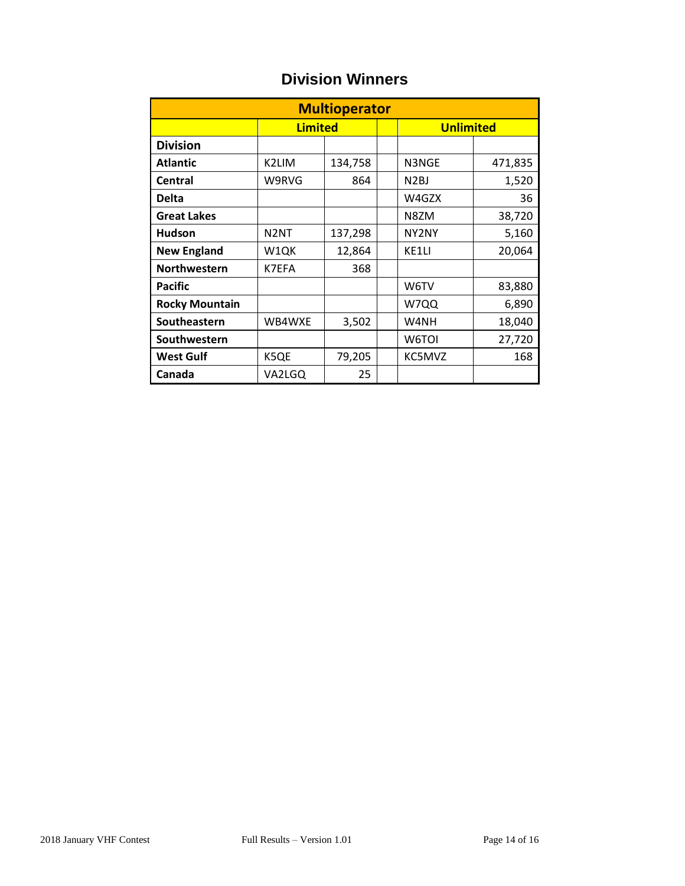# Division Winners

| Multioperator | | | | | |
|---|---|---|---|---|---|
| | Limited | | | Unlimited | |
| **Division** | | | | | |
| **Atlantic** | K2LIM | 134,758 | | N3NGE | 471,835 |
| **Central** | W9RVG | 864 | | N2BJ | 1,520 |
| **Delta** | | | | W4GZX | 36 |
| **Great Lakes** | | | | N8ZM | 38,720 |
| **Hudson** | N2NT | 137,298 | | NY2NY | 5,160 |
| **New England** | W1QK | 12,864 | | KE1LI | 20,064 |
| **Northwestern** | K7EFA | 368 | | | |
| **Pacific** | | | | W6TV | 83,880 |
| **Rocky Mountain** | | | | W7QQ | 6,890 |
| **Southeastern** | WB4WXE | 3,502 | | W4NH | 18,040 |
| **Southwestern** | | | | W6TOI | 27,720 |
| **West Gulf** | K5QE | 79,205 | | KC5MVZ | 168 |
| **Canada** | VA2LGQ | 25 | | | |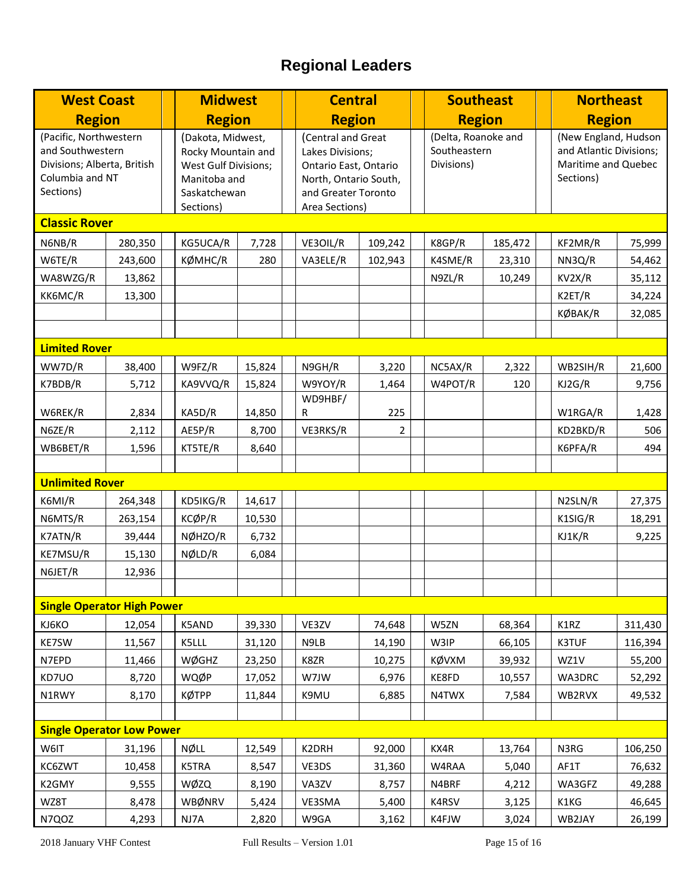# Regional Leaders

| West Coast Region | | Midwest Region | | Central Region | | Southeast Region | | Northeast Region | |
|---|---|---|---|---|---|---|---|---|---|
| (Pacific, Northwestern and Southwestern Divisions; Alberta, British Columbia and NT Sections) | | (Dakota, Midwest, Rocky Mountain and West Gulf Divisions; Manitoba and Saskatchewan Sections) | | (Central and Great Lakes Divisions; Ontario East, Ontario North, Ontario South, and Greater Toronto Area Sections) | | (Delta, Roanoke and Southeastern Divisions) | | (New England, Hudson and Atlantic Divisions; Maritime and Quebec Sections) | |
| **Classic Rover** | | | | | | | | | |
| N6NB/R | 280,350 | KG5UCA/R | 7,728 | VE3OIL/R | 109,242 | K8GP/R | 185,472 | KF2MR/R | 75,999 |
| W6TE/R | 243,600 | KØMHC/R | 280 | VA3ELE/R | 102,943 | K4SME/R | 23,310 | NN3Q/R | 54,462 |
| WA8WZG/R | 13,862 | | | | | N9ZL/R | 10,249 | KV2X/R | 35,112 |
| KK6MC/R | 13,300 | | | | | | | K2ET/R | 34,224 |
| | | | | | | | | KØBAK/R | 32,085 |
| **Limited Rover** | | | | | | | | | |
| WW7D/R | 38,400 | W9FZ/R | 15,824 | N9GH/R | 3,220 | NC5AX/R | 2,322 | WB2SIH/R | 21,600 |
| K7BDB/R | 5,712 | KA9VVQ/R | 15,824 | W9YOY/R | 1,464 | W4POT/R | 120 | KJ2G/R | 9,756 |
| W6REK/R | 2,834 | KA5D/R | 14,850 | WD9HBF/R | 225 | | | W1RGA/R | 1,428 |
| N6ZE/R | 2,112 | AE5P/R | 8,700 | VE3RKS/R | 2 | | | KD2BKD/R | 506 |
| WB6BET/R | 1,596 | KT5TE/R | 8,640 | | | | | K6PFA/R | 494 |
| **Unlimited Rover** | | | | | | | | | |
| K6MI/R | 264,348 | KD5IKG/R | 14,617 | | | | | N2SLN/R | 27,375 |
| N6MTS/R | 263,154 | KCØP/R | 10,530 | | | | | K1SIG/R | 18,291 |
| K7ATN/R | 39,444 | NØHZO/R | 6,732 | | | | | KJ1K/R | 9,225 |
| KE7MSU/R | 15,130 | NØLD/R | 6,084 | | | | | | |
| N6JET/R | 12,936 | | | | | | | | |
| **Single Operator High Power** | | | | | | | | | |
| KJ6KO | 12,054 | K5AND | 39,330 | VE3ZV | 74,648 | W5ZN | 68,364 | K1RZ | 311,430 |
| KE7SW | 11,567 | K5LLL | 31,120 | N9LB | 14,190 | W3IP | 66,105 | K3TUF | 116,394 |
| N7EPD | 11,466 | WØGHZ | 23,250 | K8ZR | 10,275 | KØVXM | 39,932 | WZ1V | 55,200 |
| KD7UO | 8,720 | WQØP | 17,052 | W7JW | 6,976 | KE8FD | 10,557 | WA3DRC | 52,292 |
| N1RWY | 8,170 | KØTPP | 11,844 | K9MU | 6,885 | N4TWX | 7,584 | WB2RVX | 49,532 |
| **Single Operator Low Power** | | | | | | | | | |
| W6IT | 31,196 | NØLL | 12,549 | K2DRH | 92,000 | KX4R | 13,764 | N3RG | 106,250 |
| KC6ZWT | 10,458 | K5TRA | 8,547 | VE3DS | 31,360 | W4RAA | 5,040 | AF1T | 76,632 |
| K2GMY | 9,555 | WØZQ | 8,190 | VA3ZV | 8,757 | N4BRF | 4,212 | WA3GFZ | 49,288 |
| WZ8T | 8,478 | WBØNRV | 5,424 | VE3SMA | 5,400 | K4RSV | 3,125 | K1KG | 46,645 |
| N7QOZ | 4,293 | NJ7A | 2,820 | W9GA | 3,162 | K4FJW | 3,024 | WB2JAY | 26,199 |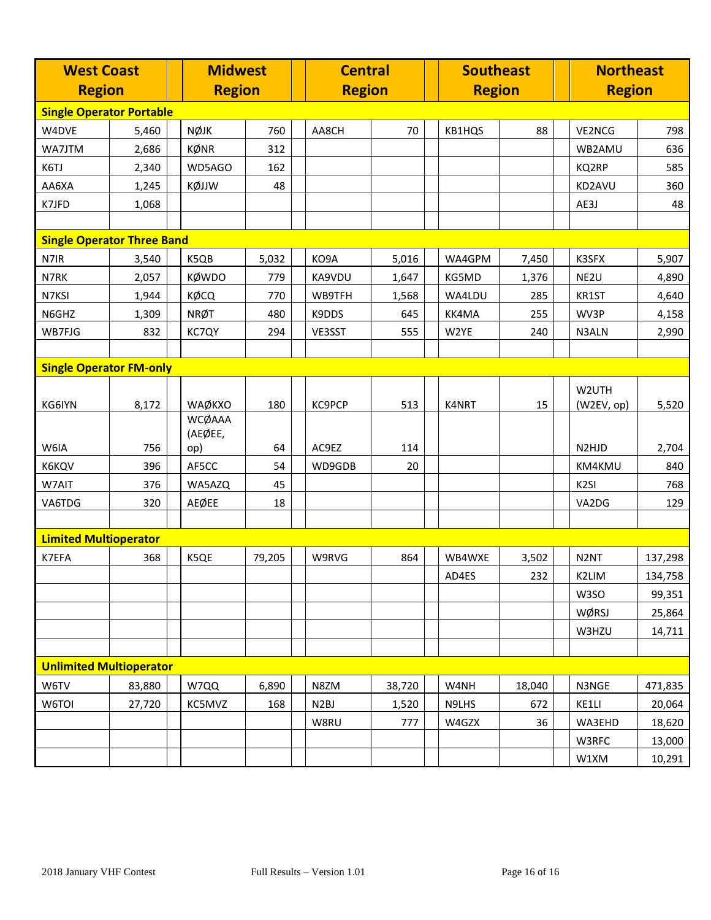| West Coast Region | | | Midwest Region | | | Central Region | | | Southeast Region | | | Northeast Region | |
|---|---|---|---|---|---|---|---|---|---|---|---|---|---|
| **Single Operator Portable** | | | | | | | | | | | | | |
| W4DVE | 5,460 | | NØJK | 760 | | AA8CH | 70 | | KB1HQS | 88 | | VE2NCG | 798 |
| WA7JTM | 2,686 | | KØNR | 312 | | | | | | | | WB2AMU | 636 |
| K6TJ | 2,340 | | WD5AGO | 162 | | | | | | | | KQ2RP | 585 |
| AA6XA | 1,245 | | KØJJW | 48 | | | | | | | | KD2AVU | 360 |
| K7JFD | 1,068 | | | | | | | | | | | AE3J | 48 |
| **Single Operator Three Band** | | | | | | | | | | | | | |
| N7IR | 3,540 | | K5QB | 5,032 | | KO9A | 5,016 | | WA4GPM | 7,450 | | K3SFX | 5,907 |
| N7RK | 2,057 | | KØWDO | 779 | | KA9VDU | 1,647 | | KG5MD | 1,376 | | NE2U | 4,890 |
| N7KSI | 1,944 | | KØCQ | 770 | | WB9TFH | 1,568 | | WA4LDU | 285 | | KR1ST | 4,640 |
| N6GHZ | 1,309 | | NRØT | 480 | | K9DDS | 645 | | KK4MA | 255 | | WV3P | 4,158 |
| WB7FJG | 832 | | KC7QY | 294 | | VE3SST | 555 | | W2YE | 240 | | N3ALN | 2,990 |
| **Single Operator FM-only** | | | | | | | | | | | | | |
| KG6IYN | 8,172 | | WAØKXO | 180 | | KC9PCP | 513 | | K4NRT | 15 | | W2UTH (W2EV, op) | 5,520 |
| W6IA | 756 | | WCØAAA (AEØEE, op) | 64 | | AC9EZ | 114 | | | | | N2HJD | 2,704 |
| K6KQV | 396 | | AF5CC | 54 | | WD9GDB | 20 | | | | | KM4KMU | 840 |
| W7AIT | 376 | | WA5AZQ | 45 | | | | | | | | K2SI | 768 |
| VA6TDG | 320 | | AEØEE | 18 | | | | | | | | VA2DG | 129 |
| **Limited Multioperator** | | | | | | | | | | | | | |
| K7EFA | 368 | | K5QE | 79,205 | | W9RVG | 864 | | WB4WXE | 3,502 | | N2NT | 137,298 |
| | | | | | | | | | AD4ES | 232 | | K2LIM | 134,758 |
| | | | | | | | | | | | | W3SO | 99,351 |
| | | | | | | | | | | | | WØRSJ | 25,864 |
| | | | | | | | | | | | | W3HZU | 14,711 |
| **Unlimited Multioperator** | | | | | | | | | | | | | |
| W6TV | 83,880 | | W7QQ | 6,890 | | N8ZM | 38,720 | | W4NH | 18,040 | | N3NGE | 471,835 |
| W6TOI | 27,720 | | KC5MVZ | 168 | | N2BJ | 1,520 | | N9LHS | 672 | | KE1LI | 20,064 |
| | | | | | | W8RU | 777 | | W4GZX | 36 | | WA3EHD | 18,620 |
| | | | | | | | | | | | | W3RFC | 13,000 |
| | | | | | | | | | | | | W1XM | 10,291 |